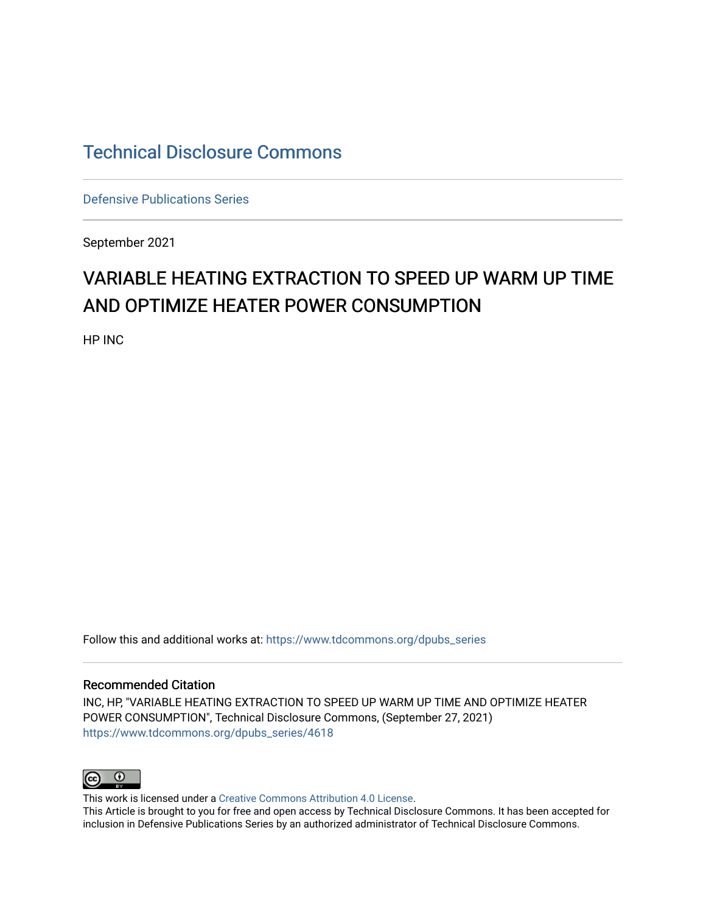# Technical Disclosure Commons

Defensive Publications Series

September 2021

## VARIABLE HEATING EXTRACTION TO SPEED UP WARM UP TIME AND OPTIMIZE HEATER POWER CONSUMPTION

HP INC

Follow this and additional works at: https://www.tdcommons.org/dpubs_series

### Recommended Citation

INC, HP, "VARIABLE HEATING EXTRACTION TO SPEED UP WARM UP TIME AND OPTIMIZE HEATER POWER CONSUMPTION", Technical Disclosure Commons, (September 27, 2021)
https://www.tdcommons.org/dpubs_series/4618

This work is licensed under a Creative Commons Attribution 4.0 License.
This Article is brought to you for free and open access by Technical Disclosure Commons. It has been accepted for inclusion in Defensive Publications Series by an authorized administrator of Technical Disclosure Commons.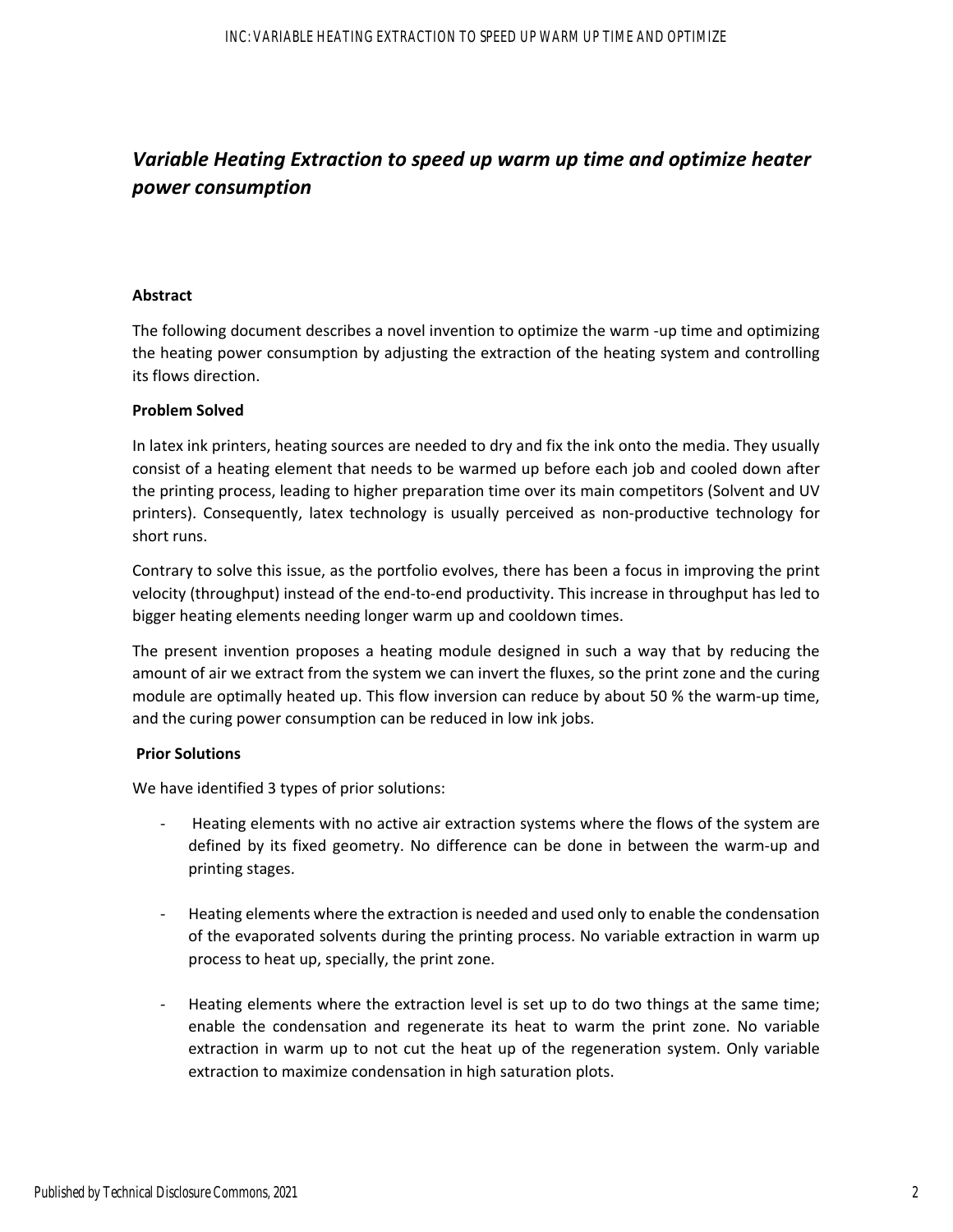## *Variable Heating Extraction to speed up warm up time and optimize heater power consumption*

**Abstract**

The following document describes a novel invention to optimize the warm -up time and optimizing the heating power consumption by adjusting the extraction of the heating system and controlling its flows direction.

**Problem Solved**

In latex ink printers, heating sources are needed to dry and fix the ink onto the media. They usually consist of a heating element that needs to be warmed up before each job and cooled down after the printing process, leading to higher preparation time over its main competitors (Solvent and UV printers). Consequently, latex technology is usually perceived as non-productive technology for short runs.

Contrary to solve this issue, as the portfolio evolves, there has been a focus in improving the print velocity (throughput) instead of the end-to-end productivity. This increase in throughput has led to bigger heating elements needing longer warm up and cooldown times.

The present invention proposes a heating module designed in such a way that by reducing the amount of air we extract from the system we can invert the fluxes, so the print zone and the curing module are optimally heated up. This flow inversion can reduce by about 50 % the warm-up time, and the curing power consumption can be reduced in low ink jobs.

**Prior Solutions**

We have identified 3 types of prior solutions:

- Heating elements with no active air extraction systems where the flows of the system are defined by its fixed geometry. No difference can be done in between the warm-up and printing stages.

- Heating elements where the extraction is needed and used only to enable the condensation of the evaporated solvents during the printing process. No variable extraction in warm up process to heat up, specially, the print zone.

- Heating elements where the extraction level is set up to do two things at the same time; enable the condensation and regenerate its heat to warm the print zone. No variable extraction in warm up to not cut the heat up of the regeneration system. Only variable extraction to maximize condensation in high saturation plots.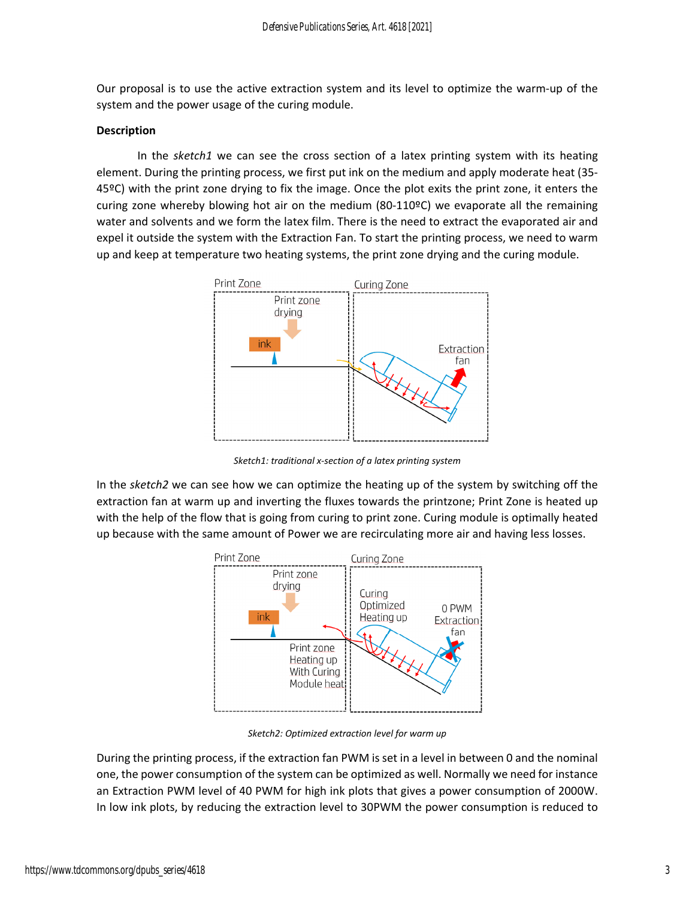Our proposal is to use the active extraction system and its level to optimize the warm-up of the system and the power usage of the curing module.

**Description**

In the *sketch1* we can see the cross section of a latex printing system with its heating element. During the printing process, we first put ink on the medium and apply moderate heat (35-45ºC) with the print zone drying to fix the image. Once the plot exits the print zone, it enters the curing zone whereby blowing hot air on the medium (80-110ºC) we evaporate all the remaining water and solvents and we form the latex film. There is the need to extract the evaporated air and expel it outside the system with the Extraction Fan. To start the printing process, we need to warm up and keep at temperature two heating systems, the print zone drying and the curing module.

*Sketch1: traditional x-section of a latex printing system*

In the *sketch2* we can see how we can optimize the heating up of the system by switching off the extraction fan at warm up and inverting the fluxes towards the printzone; Print Zone is heated up with the help of the flow that is going from curing to print zone. Curing module is optimally heated up because with the same amount of Power we are recirculating more air and having less losses.

*Sketch2: Optimized extraction level for warm up*

During the printing process, if the extraction fan PWM is set in a level in between 0 and the nominal one, the power consumption of the system can be optimized as well. Normally we need for instance an Extraction PWM level of 40 PWM for high ink plots that gives a power consumption of 2000W. In low ink plots, by reducing the extraction level to 30PWM the power consumption is reduced to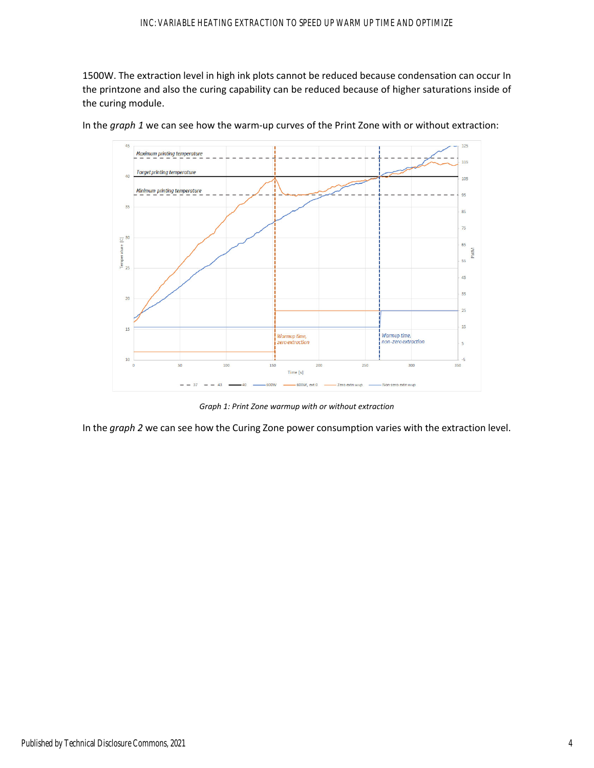1500W. The extraction level in high ink plots cannot be reduced because condensation can occur In the printzone and also the curing capability can be reduced because of higher saturations inside of the curing module.

In the *graph 1* we can see how the warm-up curves of the Print Zone with or without extraction:

*Graph 1: Print Zone warmup with or without extraction*

In the *graph 2* we can see how the Curing Zone power consumption varies with the extraction level.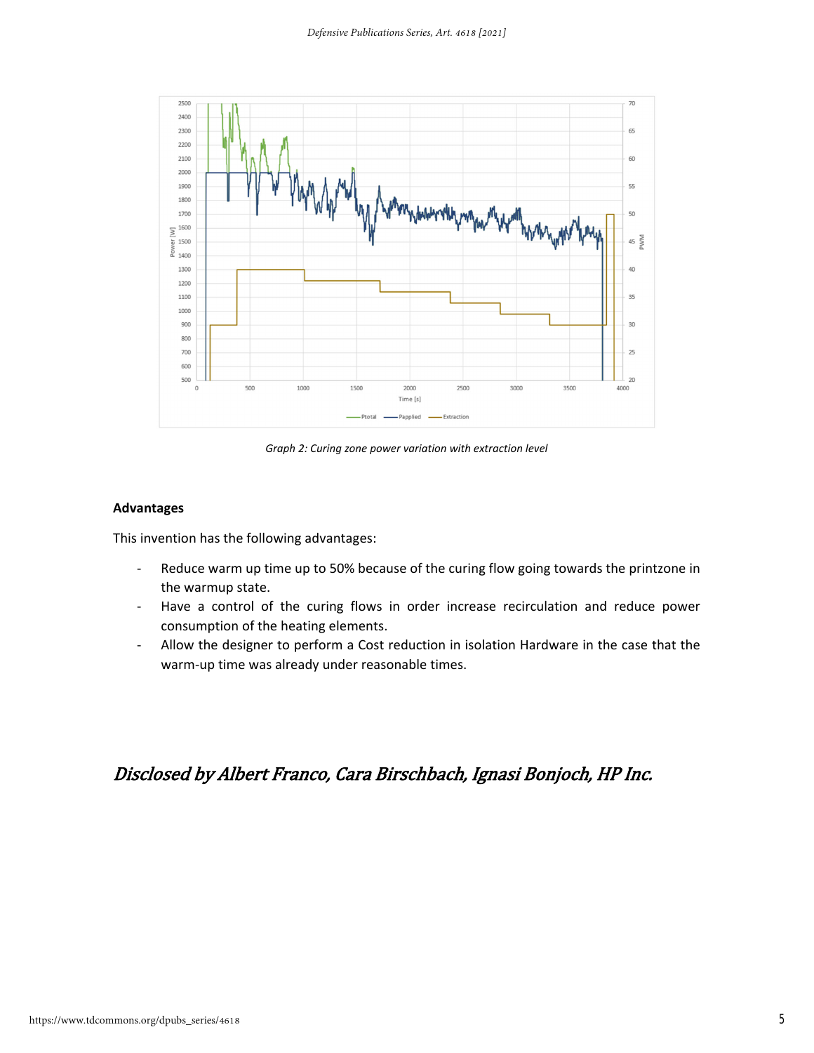2500
2400
2300
2200
2100
2000
1900
1800
1700
1600
1500
1400
1300
1200
1100
1000
900
800
700
600
500

Power [W]

0 500 1000 1500 2000 2500 3000 3500 4000

Time [s]

70
65
60
55
50
45
40
35
30
25
20

PWM

Ptotal — Papplied — Extraction

*Graph 2: Curing zone power variation with extraction level*

**Advantages**

This invention has the following advantages:

- Reduce warm up time up to 50% because of the curing flow going towards the printzone in the warmup state.
- Have a control of the curing flows in order increase recirculation and reduce power consumption of the heating elements.
- Allow the designer to perform a Cost reduction in isolation Hardware in the case that the warm-up time was already under reasonable times.

*Disclosed by Albert Franco, Cara Birschbach, Ignasi Bonjoch, HP Inc.*